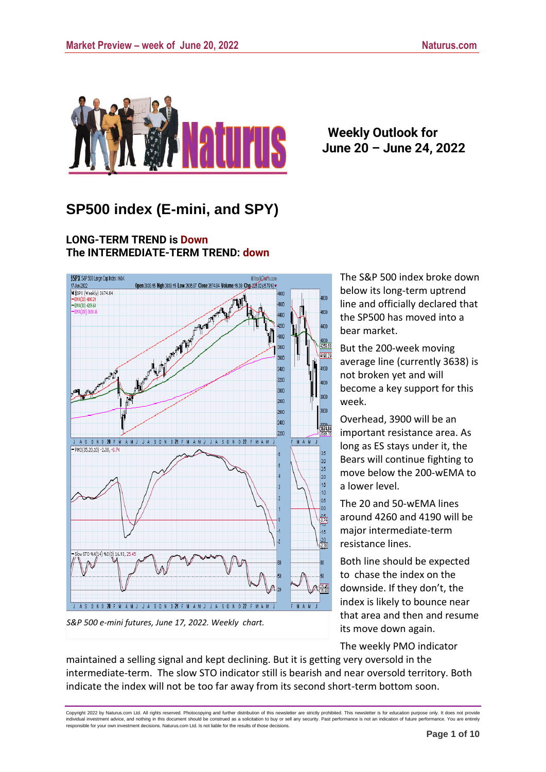**Weekly Outlook for June 20 – June 24, 2022**

# SP500 index (E-mini, and SPY)

**LONG-TERM TREND is Down**
**The INTERMEDIATE-TERM TREND: down**

*S&P 500 e-mini futures, June 17, 2022. Weekly chart.*

The S&P 500 index broke down below its long-term uptrend line and officially declared that the SP500 has moved into a bear market.

But the 200-week moving average line (currently 3638) is not broken yet and will become a key support for this week.

Overhead, 3900 will be an important resistance area. As long as ES stays under it, the Bears will continue fighting to move below the 200-wEMA to a lower level.

The 20 and 50-wEMA lines around 4260 and 4190 will be major intermediate-term resistance lines.

Both line should be expected to chase the index on the downside. If they don't, the index is likely to bounce near that area and then and resume its move down again.

The weekly PMO indicator maintained a selling signal and kept declining. But it is getting very oversold in the intermediate-term. The slow STO indicator still is bearish and near oversold territory. Both indicate the index will not be too far away from its second short-term bottom soon.

Copyright 2022 by Naturus.com Ltd. All rights reserved. Photocopying and further distribution of this newsletter are strictly prohibited. This newsletter is for education purpose only. It does not provide individual investment advice, and nothing in this document should be construed as a solicitation to buy or sell any security. Past performance is not an indication of future performance. You are entirely responsible for your own investment decisions. Naturus.com Ltd. Is not liable for the results of those decisions.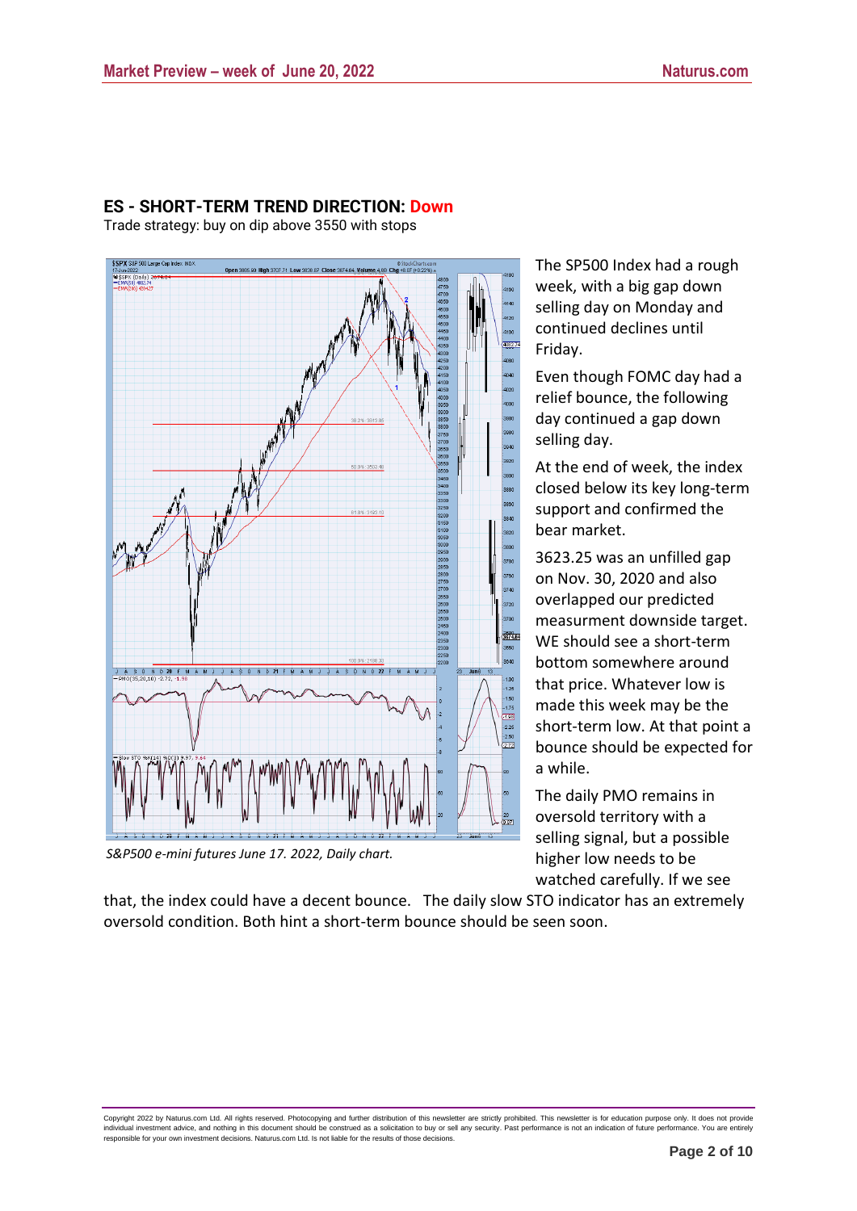## ES - SHORT-TERM TREND DIRECTION: Down

Trade strategy: buy on dip above 3550 with stops

*S&P500 e-mini futures June 17. 2022, Daily chart.*

The SP500 Index had a rough week, with a big gap down selling day on Monday and continued declines until Friday.

Even though FOMC day had a relief bounce, the following day continued a gap down selling day.

At the end of week, the index closed below its key long-term support and confirmed the bear market.

3623.25 was an unfilled gap on Nov. 30, 2020 and also overlapped our predicted measurment downside target. WE should see a short-term bottom somewhere around that price. Whatever low is made this week may be the short-term low. At that point a bounce should be expected for a while.

The daily PMO remains in oversold territory with a selling signal, but a possible higher low needs to be watched carefully. If we see that, the index could have a decent bounce. The daily slow STO indicator has an extremely oversold condition. Both hint a short-term bounce should be seen soon.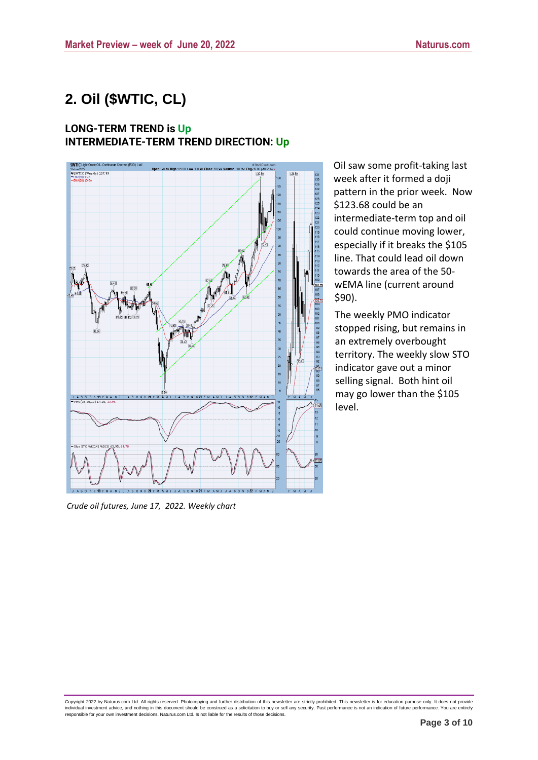## 2. Oil ($WTIC, CL)

**LONG-TERM TREND is Up**
**INTERMEDIATE-TERM TREND DIRECTION: Up**

Oil saw some profit-taking last week after it formed a doji pattern in the prior week. Now $123.68 could be an intermediate-term top and oil could continue moving lower, especially if it breaks the $105 line. That could lead oil down towards the area of the 50-wEMA line (current around $90).

The weekly PMO indicator stopped rising, but remains in an extremely overbought territory. The weekly slow STO indicator gave out a minor selling signal. Both hint oil may go lower than the $105 level.

*Crude oil futures, June 17, 2022. Weekly chart*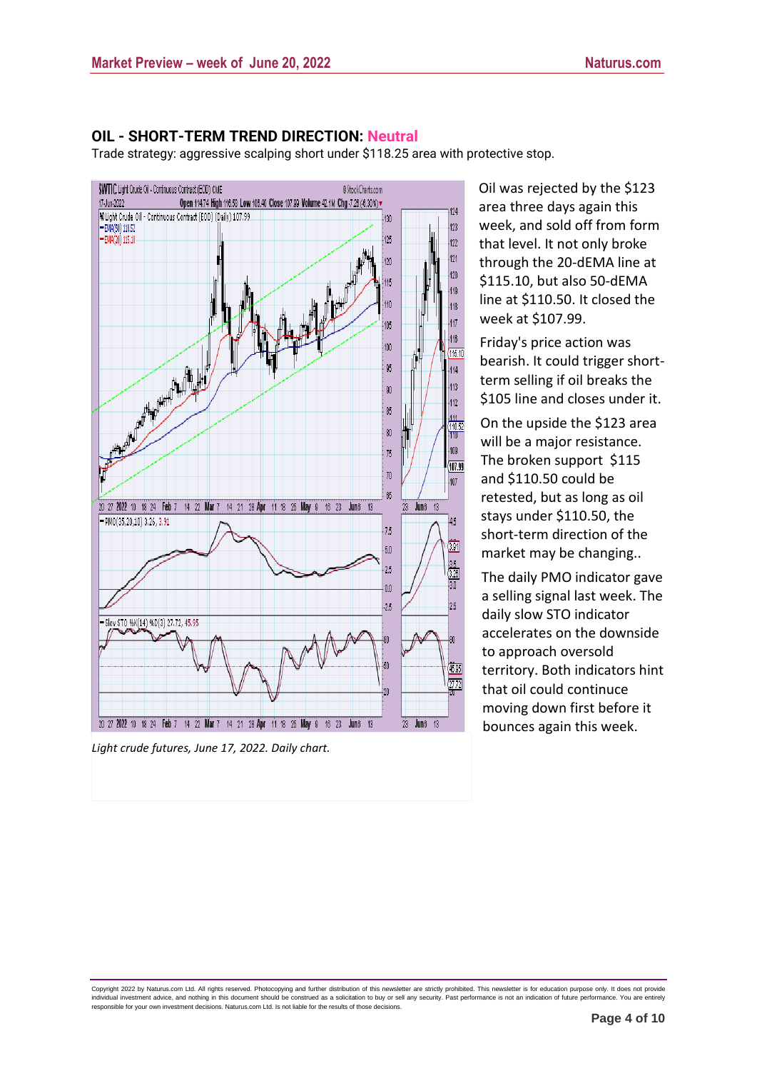## OIL - SHORT-TERM TREND DIRECTION: Neutral

Trade strategy: aggressive scalping short under $118.25 area with protective stop.

*Light crude futures, June 17, 2022. Daily chart.*

Oil was rejected by the $123 area three days again this week, and sold off from form that level. It not only broke through the 20-dEMA line at $115.10, but also 50-dEMA line at $110.50. It closed the week at $107.99.

Friday's price action was bearish. It could trigger short-term selling if oil breaks the $105 line and closes under it.

On the upside the $123 area will be a major resistance. The broken support $115 and $110.50 could be retested, but as long as oil stays under $110.50, the short-term direction of the market may be changing..

The daily PMO indicator gave a selling signal last week. The daily slow STO indicator accelerates on the downside to approach oversold territory. Both indicators hint that oil could continue moving down first before it bounces again this week.

Copyright 2022 by Naturus.com Ltd. All rights reserved. Photocopying and further distribution of this newsletter are strictly prohibited. This newsletter is for education purpose only. It does not provide individual investment advice, and nothing in this document should be construed as a solicitation to buy or sell any security. Past performance is not an indication of future performance. You are entirely responsible for your own investment decisions. Naturus.com Ltd. Is not liable for the results of those decisions.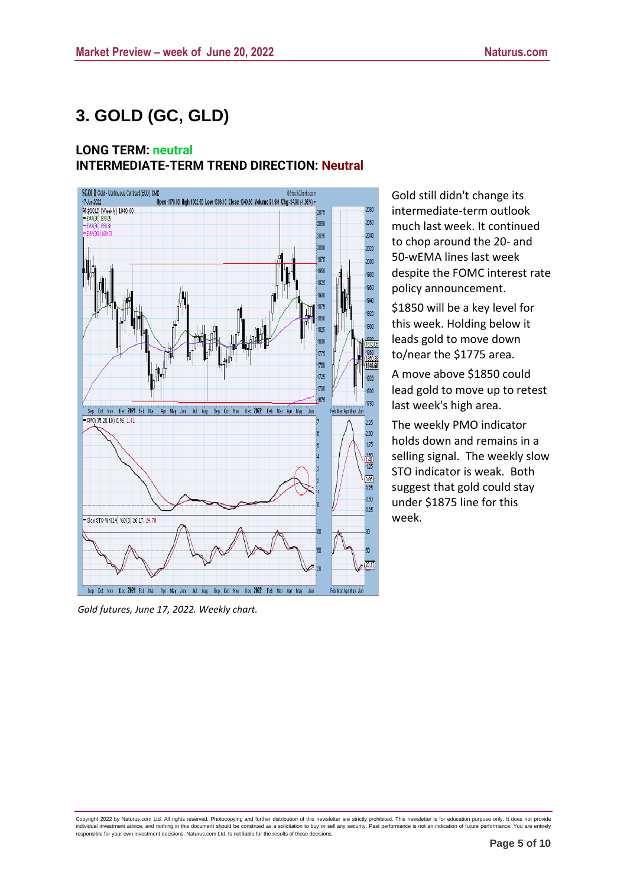## 3. GOLD (GC, GLD)

**LONG TERM: neutral**
**INTERMEDIATE-TERM TREND DIRECTION: Neutral**

*Gold futures, June 17, 2022. Weekly chart.*

Gold still didn't change its intermediate-term outlook much last week. It continued to chop around the 20- and 50-wEMA lines last week despite the FOMC interest rate policy announcement.

$1850 will be a key level for this week. Holding below it leads gold to move down to/near the $1775 area.

A move above $1850 could lead gold to move up to retest last week's high area.

The weekly PMO indicator holds down and remains in a selling signal. The weekly slow STO indicator is weak. Both suggest that gold could stay under $1875 line for this week.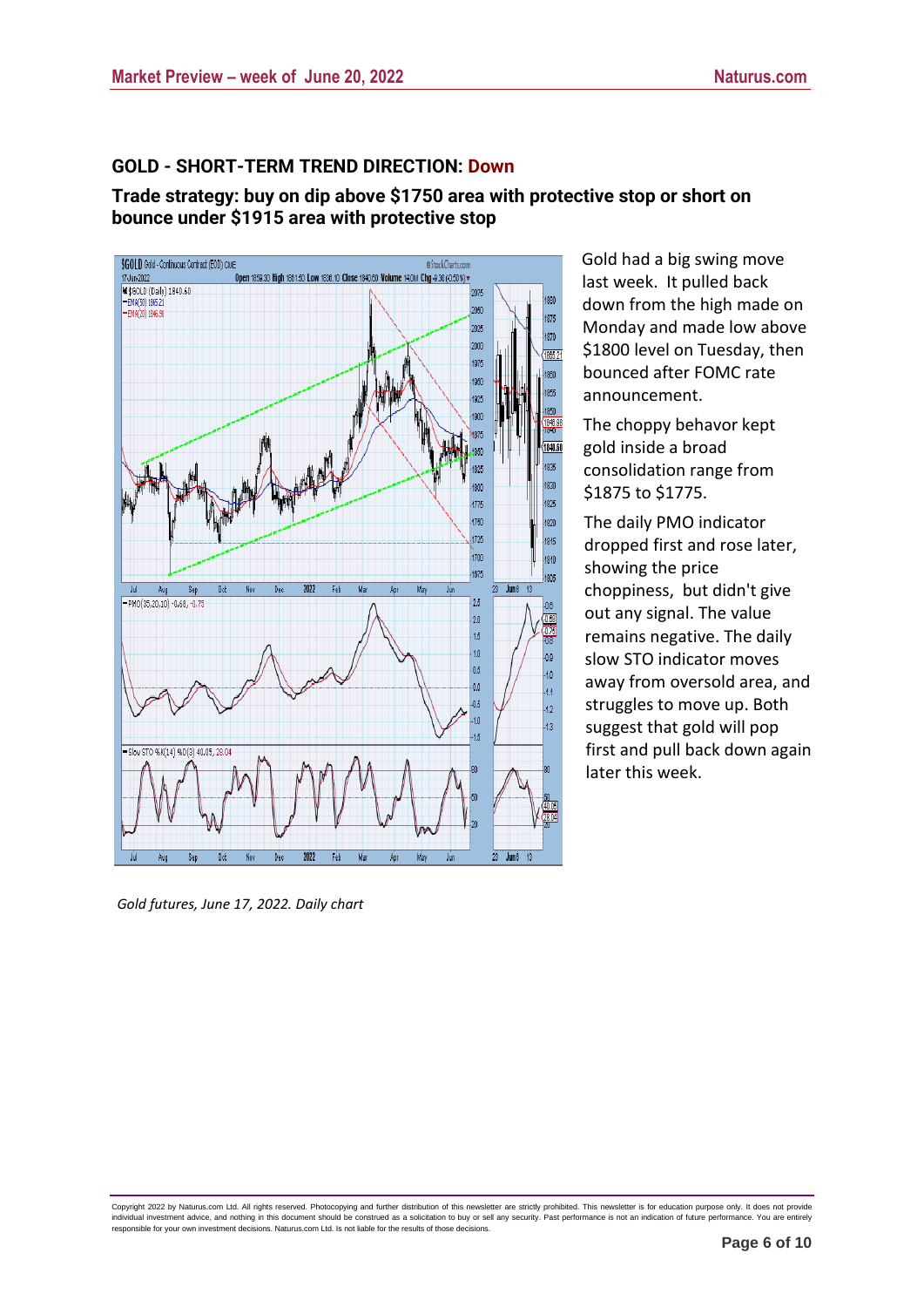## GOLD - SHORT-TERM TREND DIRECTION: Down

### Trade strategy: buy on dip above $1750 area with protective stop or short on bounce under $1915 area with protective stop

Gold had a big swing move last week. It pulled back down from the high made on Monday and made low above $1800 level on Tuesday, then bounced after FOMC rate announcement.

The choppy behavior kept gold inside a broad consolidation range from $1875 to $1775.

The daily PMO indicator dropped first and rose later, showing the price choppiness, but didn't give out any signal. The value remains negative. The daily slow STO indicator moves away from oversold area, and struggles to move up. Both suggest that gold will pop first and pull back down again later this week.

*Gold futures, June 17, 2022. Daily chart*

Copyright 2022 by Naturus.com Ltd. All rights reserved. Photocopying and further distribution of this newsletter are strictly prohibited. This newsletter is for education purpose only. It does not provide individual investment advice, and nothing in this document should be construed as a solicitation to buy or sell any security. Past performance is not an indication of future performance. You are entirely responsible for your own investment decisions. Naturus.com Ltd. Is not liable for the results of those decisions.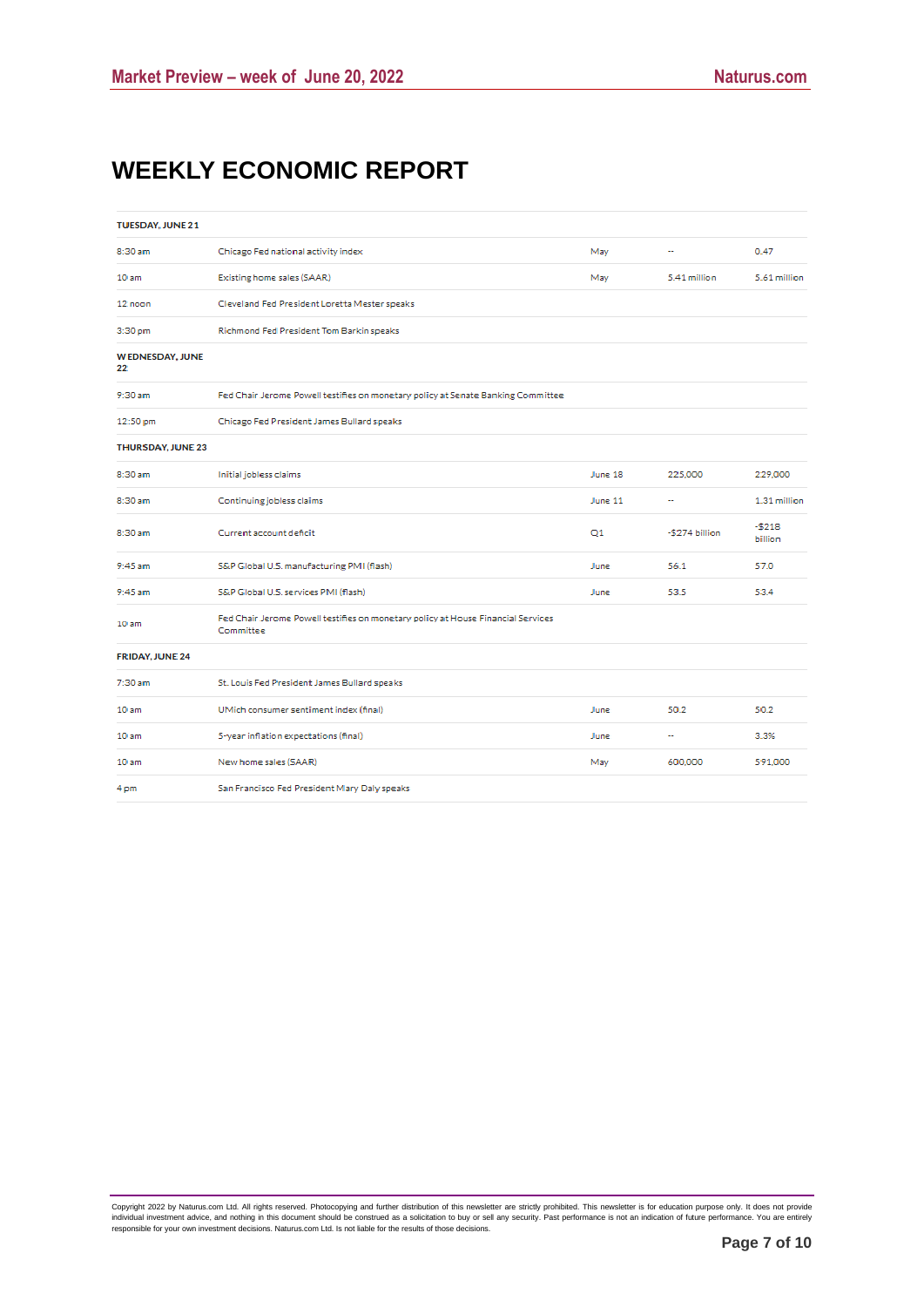# WEEKLY ECONOMIC REPORT

| TUESDAY, JUNE 21 | | | | |
|---|---|---|---|---|
| 8:30 am | Chicago Fed national activity index | May | -- | 0.47 |
| 10 am | Existing home sales (SAAR) | May | 5.41 million | 5.61 million |
| 12 noon | Cleveland Fed President Loretta Mester speaks | | | |
| 3:30 pm | Richmond Fed President Tom Barkin speaks | | | |
| **WEDNESDAY, JUNE 22** | | | | |
| 9:30 am | Fed Chair Jerome Powell testifies on monetary policy at Senate Banking Committee | | | |
| 12:50 pm | Chicago Fed President James Bullard speaks | | | |
| **THURSDAY, JUNE 23** | | | | |
| 8:30 am | Initial jobless claims | June 18 | 225,000 | 229,000 |
| 8:30 am | Continuing jobless claims | June 11 | -- | 1.31 million |
| 8:30 am | Current account deficit | Q1 | -$274 billion | -$218 billion |
| 9:45 am | S&P Global U.S. manufacturing PMI (flash) | June | 56.1 | 57.0 |
| 9:45 am | S&P Global U.S. services PMI (flash) | June | 53.5 | 53.4 |
| 10 am | Fed Chair Jerome Powell testifies on monetary policy at House Financial Services Committee | | | |
| **FRIDAY, JUNE 24** | | | | |
| 7:30 am | St. Louis Fed President James Bullard speaks | | | |
| 10 am | UMich consumer sentiment index (final) | June | 50.2 | 50.2 |
| 10 am | 5-year inflation expectations (final) | June | -- | 3.3% |
| 10 am | New home sales (SAAR) | May | 600,000 | 591,000 |
| 4 pm | San Francisco Fed President Mary Daly speaks | | | |

Copyright 2022 by Naturus.com Ltd. All rights reserved. Photocopying and further distribution of this newsletter are strictly prohibited. This newsletter is for education purpose only. It does not provide individual investment advice, and nothing in this document should be construed as a solicitation to buy or sell any security. Past performance is not an indication of future performance. You are entirely responsible for your own investment decisions. Naturus.com Ltd. Is not liable for the results of those decisions.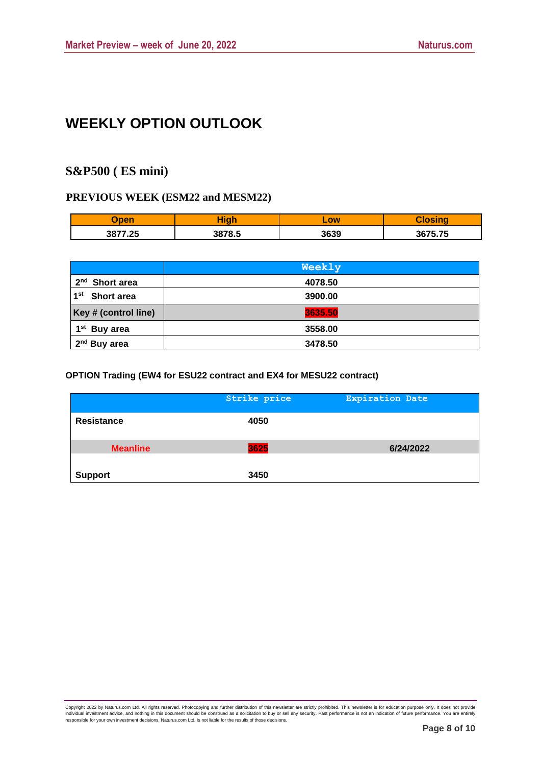# WEEKLY OPTION OUTLOOK

## S&P500 ( ES mini)

### PREVIOUS WEEK (ESM22 and MESM22)

| Open | High | Low | Closing |
|---|---|---|---|
| 3877.25 | 3878.5 | 3639 | 3675.75 |

| | Weekly |
|---|---|
| 2nd Short area | 4078.50 |
| 1st Short area | 3900.00 |
| Key # (control line) | 3635.50 |
| 1st Buy area | 3558.00 |
| 2nd Buy area | 3478.50 |

**OPTION Trading (EW4 for ESU22 contract and EX4 for MESU22 contract)**

| | Strike price | Expiration Date |
|---|---|---|
| Resistance | 4050 | |
| Meanline | 3625 | 6/24/2022 |
| Support | 3450 | |

Copyright 2022 by Naturus.com Ltd. All rights reserved. Photocopying and further distribution of this newsletter are strictly prohibited. This newsletter is for education purpose only. It does not provide individual investment advice, and nothing in this document should be construed as a solicitation to buy or sell any security. Past performance is not an indication of future performance. You are entirely responsible for your own investment decisions. Naturus.com Ltd. Is not liable for the results of those decisions.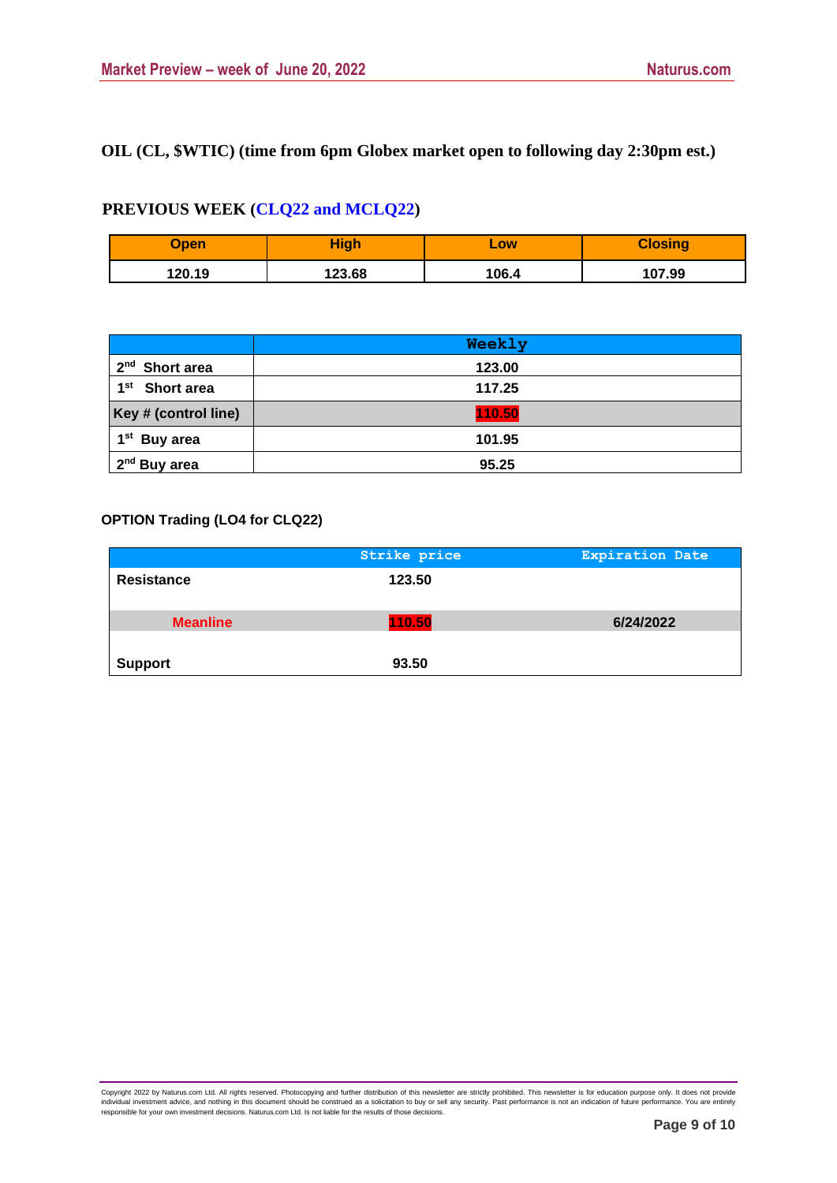## OIL (CL, $WTIC) (time from 6pm Globex market open to following day 2:30pm est.)

### PREVIOUS WEEK (CLQ22 and MCLQ22)

| Open | High | Low | Closing |
|---|---|---|---|
| 120.19 | 123.68 | 106.4 | 107.99 |

| | Weekly |
|---|---|
| 2nd Short area | 123.00 |
| 1st Short area | 117.25 |
| Key # (control line) | 110.50 |
| 1st Buy area | 101.95 |
| 2nd Buy area | 95.25 |

**OPTION Trading (LO4 for CLQ22)**

| | Strike price | Expiration Date |
|---|---|---|
| Resistance | 123.50 | |
| Meanline | 110.50 | 6/24/2022 |
| Support | 93.50 | |

Copyright 2022 by Naturus.com Ltd. All rights reserved. Photocopying and further distribution of this newsletter are strictly prohibited. This newsletter is for education purpose only. It does not provide individual investment advice, and nothing in this document should be construed as a solicitation to buy or sell any security. Past performance is not an indication of future performance. You are entirely responsible for your own investment decisions. Naturus.com Ltd. Is not liable for the results of those decisions.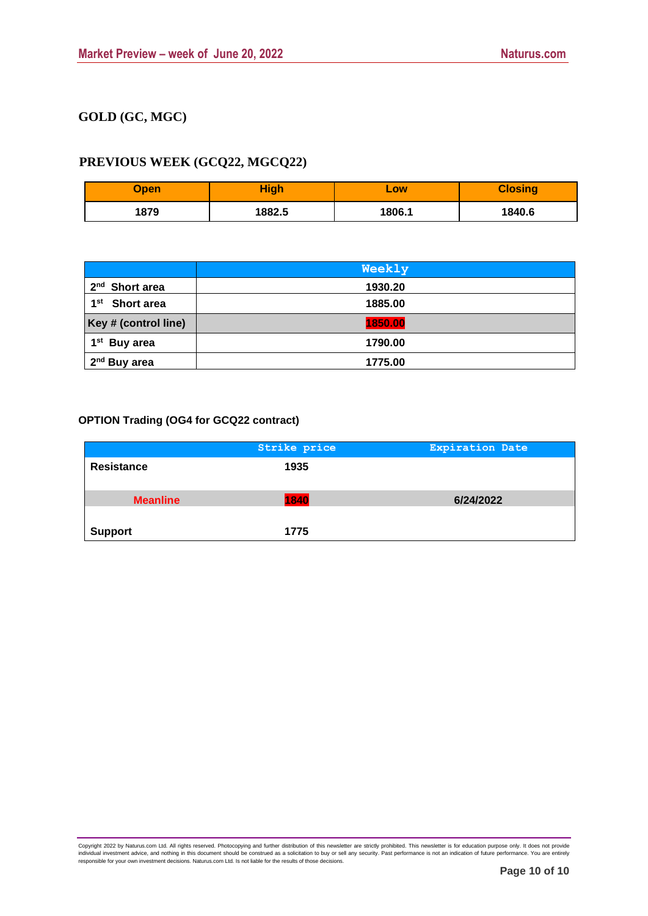## GOLD (GC, MGC)

### PREVIOUS WEEK (GCQ22, MGCQ22)

| Open | High | Low | Closing |
|---|---|---|---|
| 1879 | 1882.5 | 1806.1 | 1840.6 |

| | Weekly |
|---|---|
| 2nd Short area | 1930.20 |
| 1st Short area | 1885.00 |
| Key # (control line) | 1850.00 |
| 1st Buy area | 1790.00 |
| 2nd Buy area | 1775.00 |

**OPTION Trading (OG4 for GCQ22 contract)**

| | Strike price | Expiration Date |
|---|---|---|
| Resistance | 1935 | |
| Meanline | 1840 | 6/24/2022 |
| Support | 1775 | |

Copyright 2022 by Naturus.com Ltd. All rights reserved. Photocopying and further distribution of this newsletter are strictly prohibited. This newsletter is for education purpose only. It does not provide individual investment advice, and nothing in this document should be construed as a solicitation to buy or sell any security. Past performance is not an indication of future performance. You are entirely responsible for your own investment decisions. Naturus.com Ltd. Is not liable for the results of those decisions.